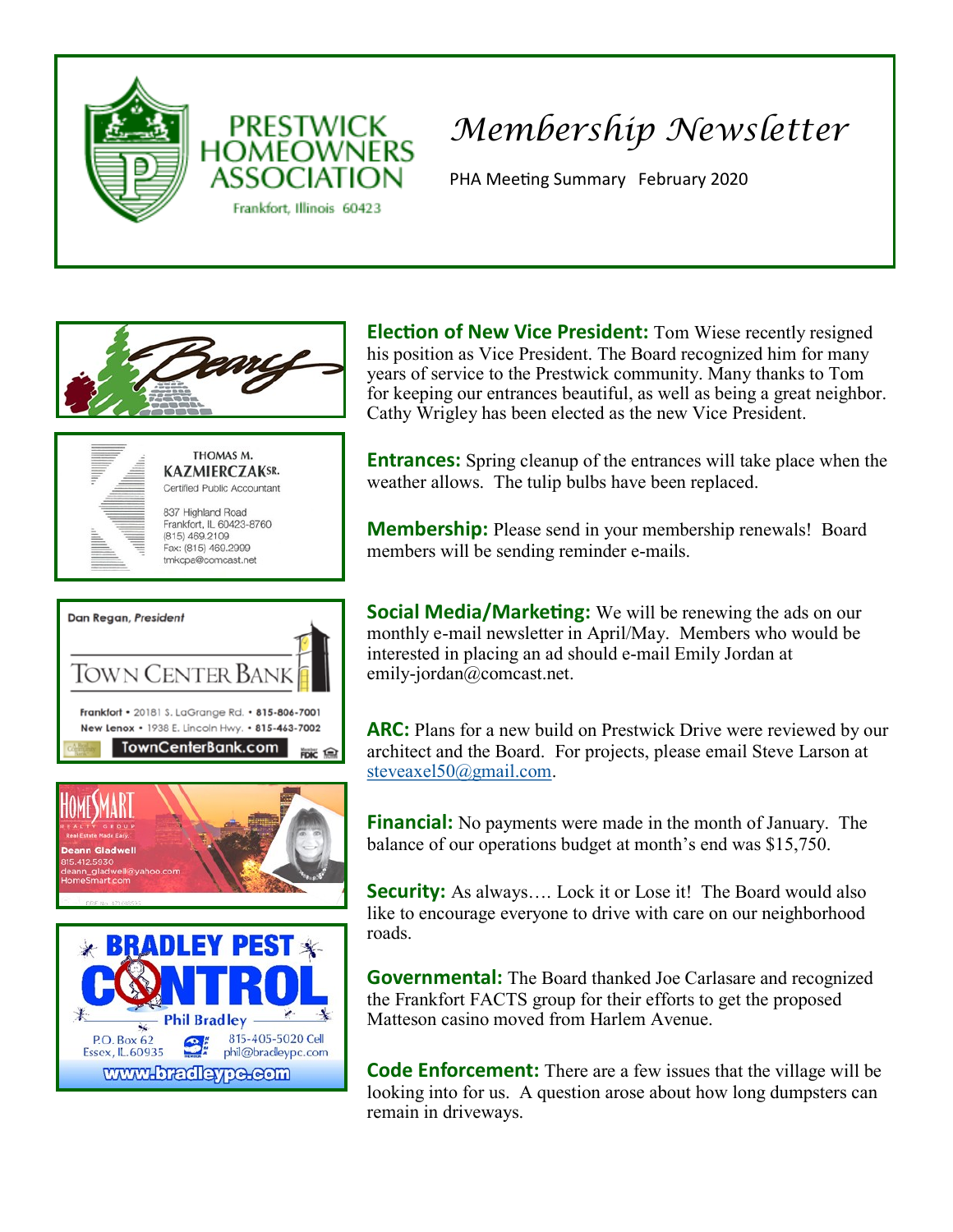PRESTWICK HOMEOWNERS ASSOCIATION

Frankfort, Illinois 60423

# *Membership Newsletter*

PHA Meeting Summary February 2020

**Election of New Vice President:** Tom Wiese recently resigned his position as Vice President. The Board recognized him for many years of service to the Prestwick community. Many thanks to Tom for keeping our entrances beautiful, as well as being a great neighbor. Cathy Wrigley has been elected as the new Vice President.

**Entrances:** Spring cleanup of the entrances will take place when the weather allows. The tulip bulbs have been replaced.

**Membership:** Please send in your membership renewals! Board members will be sending reminder e-mails.

**Social Media/Marketing:** We will be renewing the ads on our monthly e-mail newsletter in April/May. Members who would be interested in placing an ad should e-mail Emily Jordan at emily-jordan@comcast.net.

**ARC:** Plans for a new build on Prestwick Drive were reviewed by our architect and the Board. For projects, please email Steve Larson at steveaxel50@gmail.com.

**Financial:** No payments were made in the month of January. The balance of our operations budget at month's end was $15,750.

**Security:** As always…. Lock it or Lose it! The Board would also like to encourage everyone to drive with care on our neighborhood roads.

**Governmental:** The Board thanked Joe Carlasare and recognized the Frankfort FACTS group for their efforts to get the proposed Matteson casino moved from Harlem Avenue.

**Code Enforcement:** There are a few issues that the village will be looking into for us. A question arose about how long dumpsters can remain in driveways.

---

Berry

THOMAS M. KAZMIERCZAK SR.
Certified Public Accountant
837 Highland Road
Frankfort, IL 60423-8760
(815) 469.2109
Fax: (815) 469.2999
tmkcpa@comcast.net

Dan Regan, *President*
TOWN CENTER BANK
Frankfort • 20181 S. LaGrange Rd. • 815-806-7001
New Lenox • 1938 E. Lincoln Hwy. • 815-463-7002
TownCenterBank.com

HOMESMART REALTY GROUP
Real Estate Made Easy.
Deann Gladwell
815.412.5930
deann_gladwell@yahoo.com
HomeSmart.com

BRADLEY PEST CONTROL
Phil Bradley
P.O. Box 62
Essex, IL 60935
815-405-5020 Cell
phil@bradleypc.com
www.bradleypc.com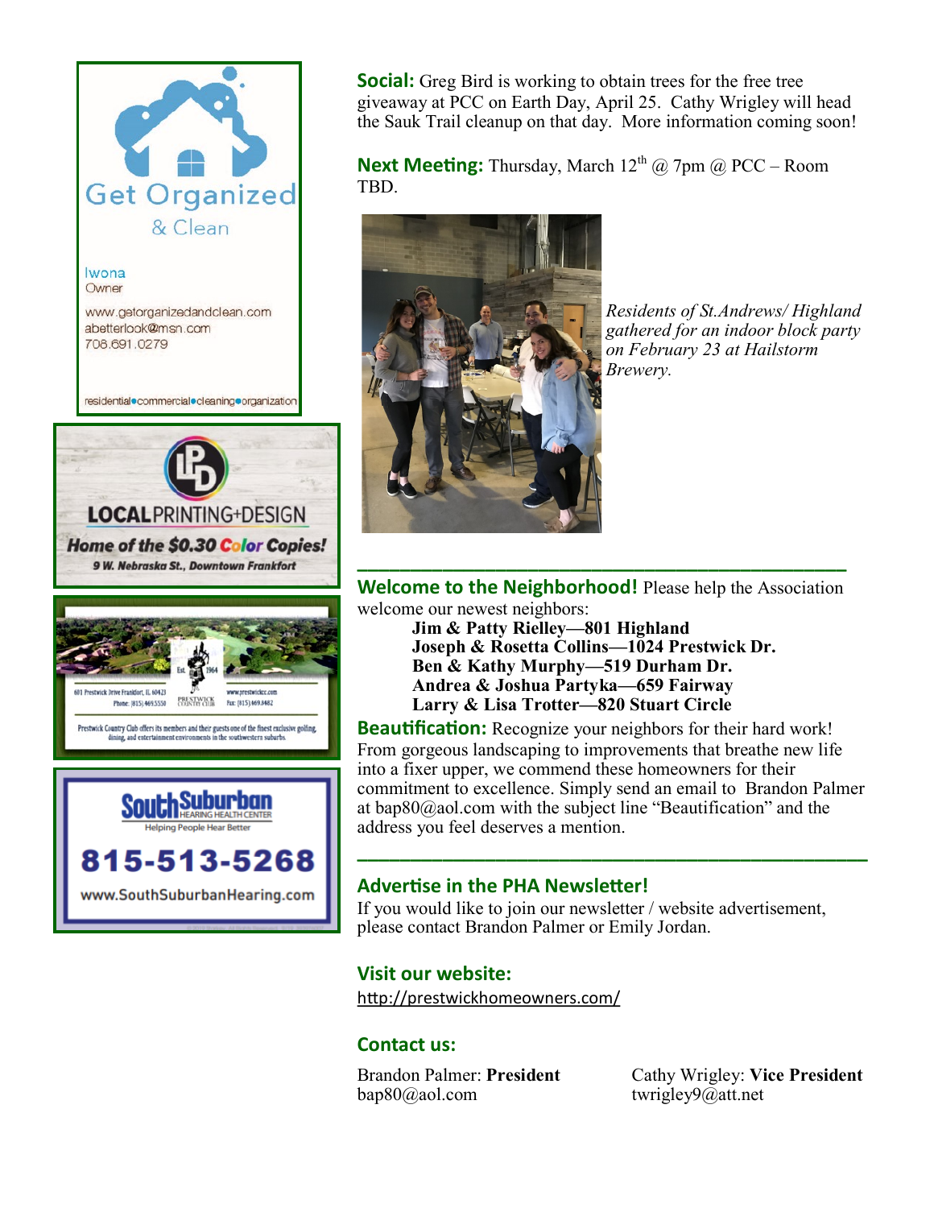**Get Organized & Clean**

Iwona
Owner

www.getorganizedandclean.com
abetterlook@msn.com
708.691.0279

residential•commercial•cleaning•organization

**LOCAL PRINTING+DESIGN**

**Home of the $0.30 Color Copies!**

**9 W. Nebraska St., Downtown Frankfort**

Est. 1964

601 Prestwick Drive Frankfort, IL 60423
Phone: (815) 469.5550

PRESTWICK COUNTRY CLUB

www.prestwickcc.com
Fax: (815) 469.8482

Prestwick Country Club offers its members and their guests one of the finest exclusive golfing, dining, and entertainment environments in the southwestern suburbs.

**South Suburban** HEARING HEALTH CENTER
Helping People Hear Better

**815-513-5268**

**www.SouthSuburbanHearing.com**

**Social:** Greg Bird is working to obtain trees for the free tree giveaway at PCC on Earth Day, April 25. Cathy Wrigley will head the Sauk Trail cleanup on that day. More information coming soon!

**Next Meeting:** Thursday, March 12th @ 7pm @ PCC – Room TBD.

*Residents of St.Andrews/ Highland gathered for an indoor block party on February 23 at Hailstorm Brewery.*

---

**Welcome to the Neighborhood!** Please help the Association welcome our newest neighbors:

**Jim & Patty Rielley—801 Highland**
**Joseph & Rosetta Collins—1024 Prestwick Dr.**
**Ben & Kathy Murphy—519 Durham Dr.**
**Andrea & Joshua Partyka—659 Fairway**
**Larry & Lisa Trotter—820 Stuart Circle**

**Beautification:** Recognize your neighbors for their hard work! From gorgeous landscaping to improvements that breathe new life into a fixer upper, we commend these homeowners for their commitment to excellence. Simply send an email to Brandon Palmer at bap80@aol.com with the subject line "Beautification" and the address you feel deserves a mention.

---

## Advertise in the PHA Newsletter!

If you would like to join our newsletter / website advertisement, please contact Brandon Palmer or Emily Jordan.

## Visit our website:

http://prestwickhomeowners.com/

## Contact us:

Brandon Palmer: **President**
bap80@aol.com

Cathy Wrigley: **Vice President**
twrigley9@att.net